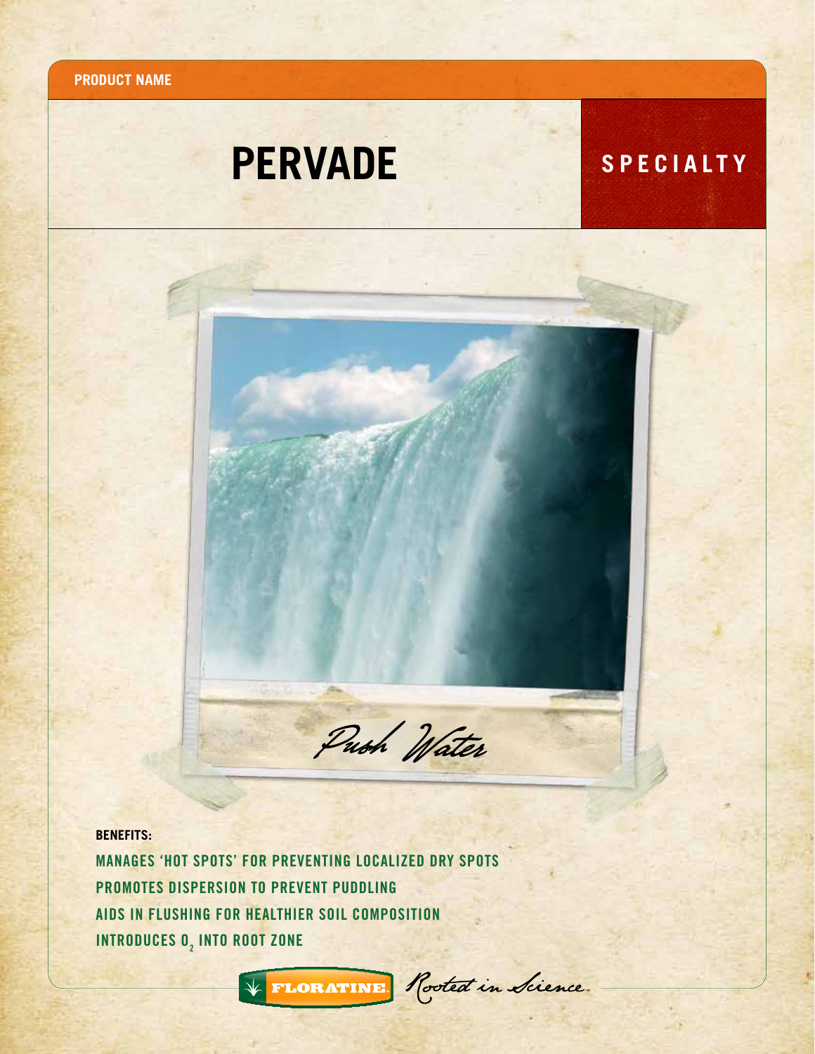PRODUCT NAME

# PERVADE

**SPECIALTY**

*Push Water*

**BENEFITS:**

- MANAGES 'HOT SPOTS' FOR PREVENTING LOCALIZED DRY SPOTS
- PROMOTES DISPERSION TO PREVENT PUDDLING
- AIDS IN FLUSHING FOR HEALTHIER SOIL COMPOSITION
- INTRODUCES $O_2$ INTO ROOT ZONE

FLORATINE. *Rooted in Science.*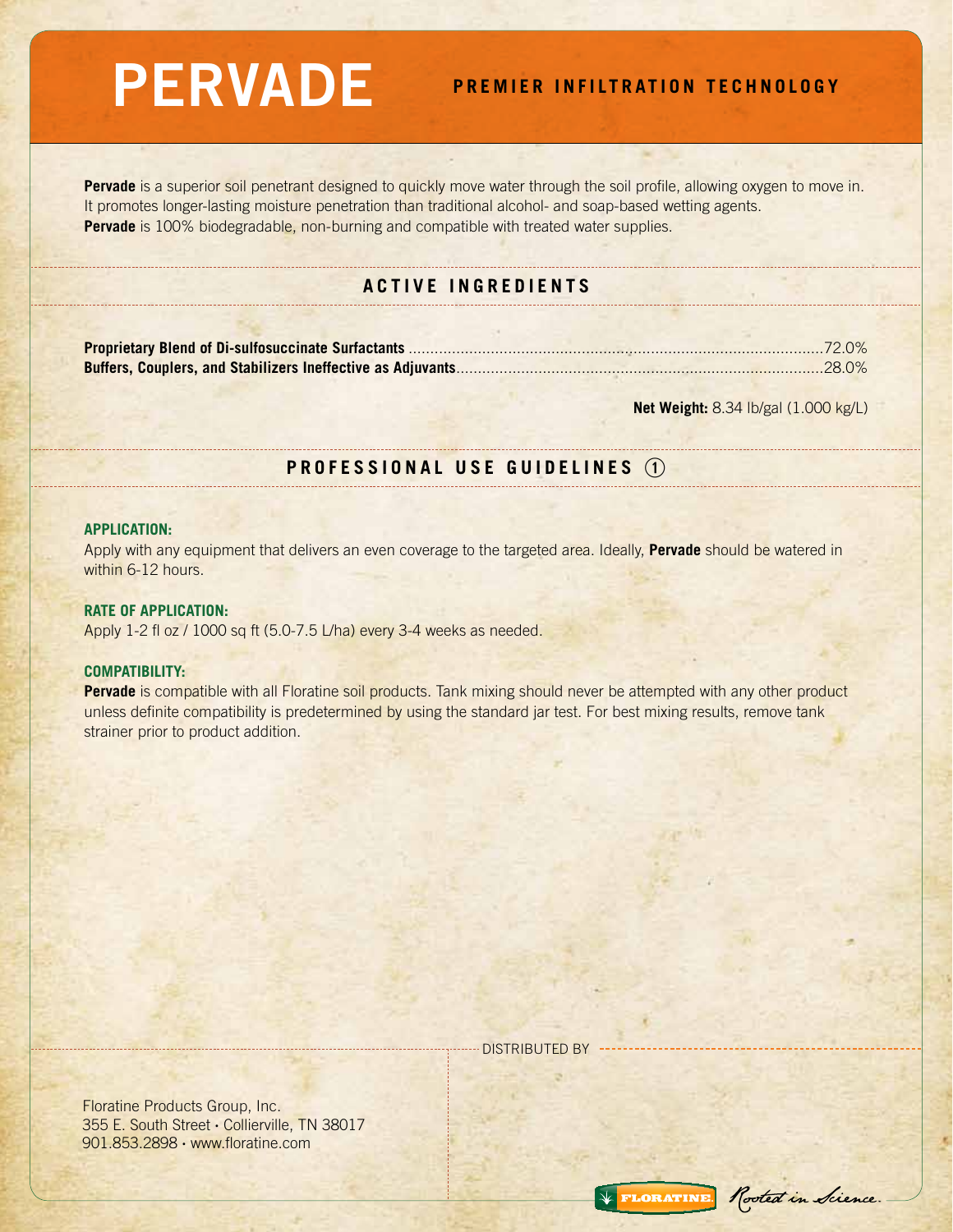# PERVADE

**PREMIER INFILTRATION TECHNOLOGY**

**Pervade** is a superior soil penetrant designed to quickly move water through the soil profile, allowing oxygen to move in. It promotes longer-lasting moisture penetration than traditional alcohol- and soap-based wetting agents. **Pervade** is 100% biodegradable, non-burning and compatible with treated water supplies.

## ACTIVE INGREDIENTS

**Proprietary Blend of Di-sulfosuccinate Surfactants** ........ 72.0%
**Buffers, Couplers, and Stabilizers Ineffective as Adjuvants** ........ 28.0%

**Net Weight:** 8.34 lb/gal (1.000 kg/L)

## PROFESSIONAL USE GUIDELINES ①

### APPLICATION:

Apply with any equipment that delivers an even coverage to the targeted area. Ideally, **Pervade** should be watered in within 6-12 hours.

### RATE OF APPLICATION:

Apply 1-2 fl oz / 1000 sq ft (5.0-7.5 L/ha) every 3-4 weeks as needed.

### COMPATIBILITY:

**Pervade** is compatible with all Floratine soil products. Tank mixing should never be attempted with any other product unless definite compatibility is predetermined by using the standard jar test. For best mixing results, remove tank strainer prior to product addition.

DISTRIBUTED BY

Floratine Products Group, Inc.
355 E. South Street • Collierville, TN 38017
901.853.2898 • www.floratine.com

FLORATINE Rooted in Science.